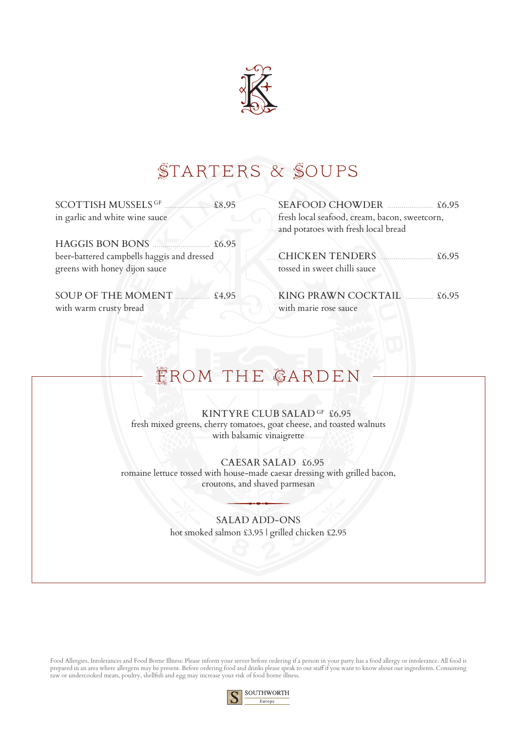# STARTERS & SOUPS

SCOTTISH MUSSELS GF .......... £8.95
in garlic and white wine sauce

HAGGIS BON BONS .......... £6.95
beer-battered campbells haggis and dressed greens with honey dijon sauce

SOUP OF THE MOMENT .......... £4.95
with warm crusty bread

SEAFOOD CHOWDER .......... £6.95
fresh local seafood, cream, bacon, sweetcorn, and potatoes with fresh local bread

CHICKEN TENDERS .......... £6.95
tossed in sweet chilli sauce

KING PRAWN COCKTAIL .......... £6.95
with marie rose sauce

# FROM THE GARDEN

KINTYRE CLUB SALAD GF £6.95
fresh mixed greens, cherry tomatoes, goat cheese, and toasted walnuts with balsamic vinaigrette

CAESAR SALAD £6.95
romaine lettuce tossed with house-made caesar dressing with grilled bacon, croutons, and shaved parmesan

SALAD ADD-ONS
hot smoked salmon £3.95 | grilled chicken £2.95

Food Allergies, Intolerances and Food Borne Illness: Please inform your server before ordering if a person in your party has a food allergy or intolerance. All food is prepared in an area where allergens may be present. Before ordering food and drinks please speak to our staff if you want to know about our ingredients. Consuming raw or undercooked meats, poultry, shellfish and egg may increase your risk of food borne illness.

SOUTHWORTH Europe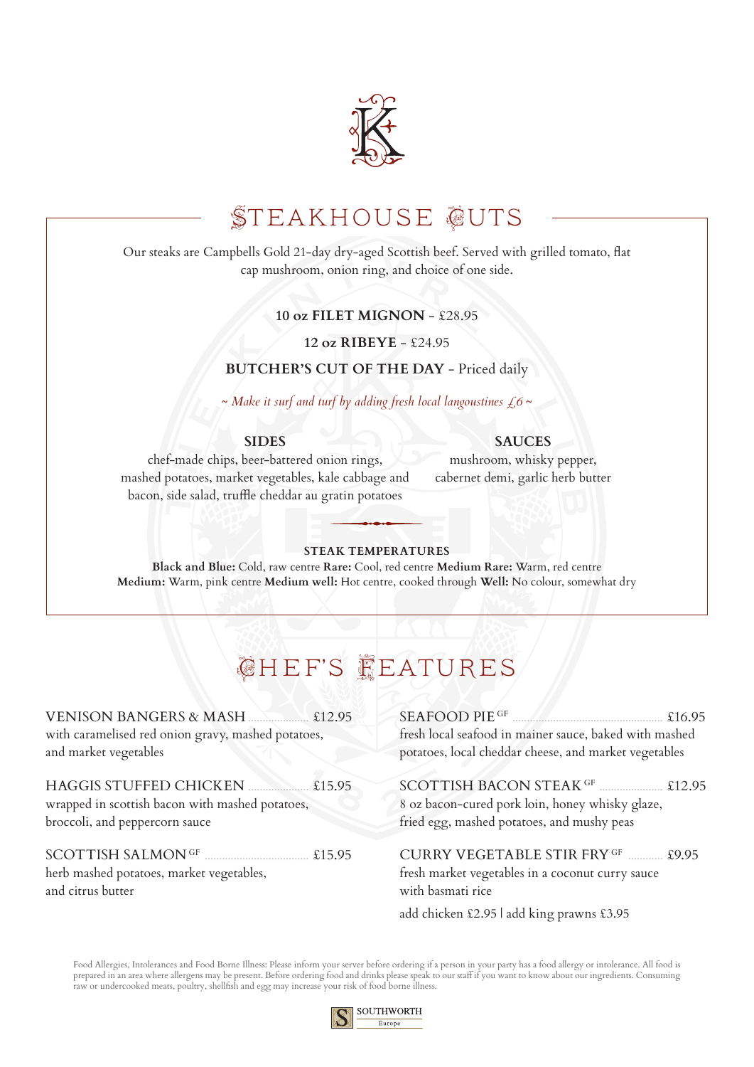# STEAKHOUSE CUTS

Our steaks are Campbells Gold 21-day dry-aged Scottish beef. Served with grilled tomato, flat cap mushroom, onion ring, and choice of one side.

**10 oz FILET MIGNON** - £28.95

**12 oz RIBEYE** - £24.95

**BUTCHER'S CUT OF THE DAY** - Priced daily

*~ Make it surf and turf by adding fresh local langoustines £6 ~*

### SIDES

chef-made chips, beer-battered onion rings, mashed potatoes, market vegetables, kale cabbage and bacon, side salad, truffle cheddar au gratin potatoes

### SAUCES

mushroom, whisky pepper, cabernet demi, garlic herb butter

### STEAK TEMPERATURES

**Black and Blue:** Cold, raw centre **Rare:** Cool, red centre **Medium Rare:** Warm, red centre **Medium:** Warm, pink centre **Medium well:** Hot centre, cooked through **Well:** No colour, somewhat dry

# CHEF'S FEATURES

VENISON BANGERS & MASH ........ £12.95
with caramelised red onion gravy, mashed potatoes, and market vegetables

HAGGIS STUFFED CHICKEN ........ £15.95
wrapped in scottish bacon with mashed potatoes, broccoli, and peppercorn sauce

SCOTTISH SALMON GF ........ £15.95
herb mashed potatoes, market vegetables, and citrus butter

SEAFOOD PIE GF ........ £16.95
fresh local seafood in mainer sauce, baked with mashed potatoes, local cheddar cheese, and market vegetables

SCOTTISH BACON STEAK GF ........ £12.95
8 oz bacon-cured pork loin, honey whisky glaze, fried egg, mashed potatoes, and mushy peas

CURRY VEGETABLE STIR FRY GF ........ £9.95
fresh market vegetables in a coconut curry sauce with basmati rice

add chicken £2.95 | add king prawns £3.95

Food Allergies, Intolerances and Food Borne Illness: Please inform your server before ordering if a person in your party has a food allergy or intolerance. All food is prepared in an area where allergens may be present. Before ordering food and drinks please speak to our staff if you want to know about our ingredients. Consuming raw or undercooked meats, poultry, shellfish and egg may increase your risk of food borne illness.

SOUTHWORTH Europe